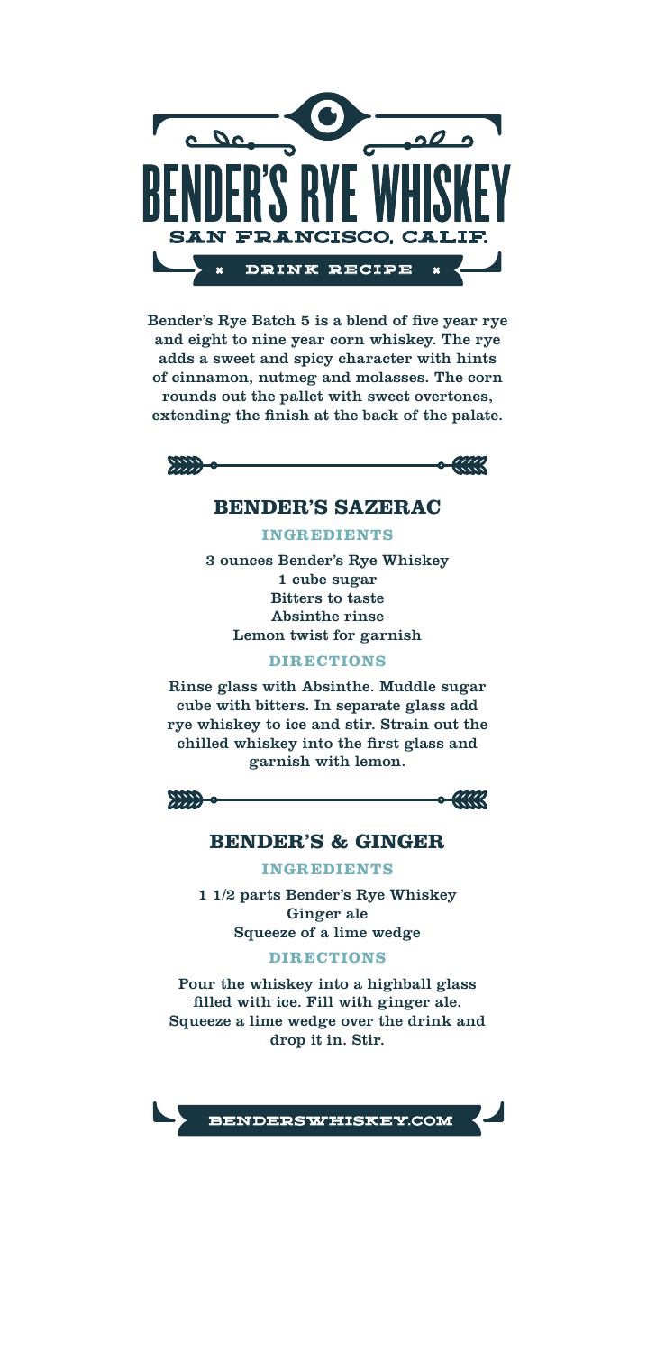# BENDER'S RYE WHISKEY

SAN FRANCISCO, CALIF.

DRINK RECIPE

Bender's Rye Batch 5 is a blend of five year rye and eight to nine year corn whiskey. The rye adds a sweet and spicy character with hints of cinnamon, nutmeg and molasses. The corn rounds out the pallet with sweet overtones, extending the finish at the back of the palate.

## BENDER'S SAZERAC

### INGREDIENTS

3 ounces Bender's Rye Whiskey
1 cube sugar
Bitters to taste
Absinthe rinse
Lemon twist for garnish

### DIRECTIONS

Rinse glass with Absinthe. Muddle sugar cube with bitters. In separate glass add rye whiskey to ice and stir. Strain out the chilled whiskey into the first glass and garnish with lemon.

## BENDER'S & GINGER

### INGREDIENTS

1 1/2 parts Bender's Rye Whiskey
Ginger ale
Squeeze of a lime wedge

### DIRECTIONS

Pour the whiskey into a highball glass filled with ice. Fill with ginger ale. Squeeze a lime wedge over the drink and drop it in. Stir.

BENDERSWHISKEY.COM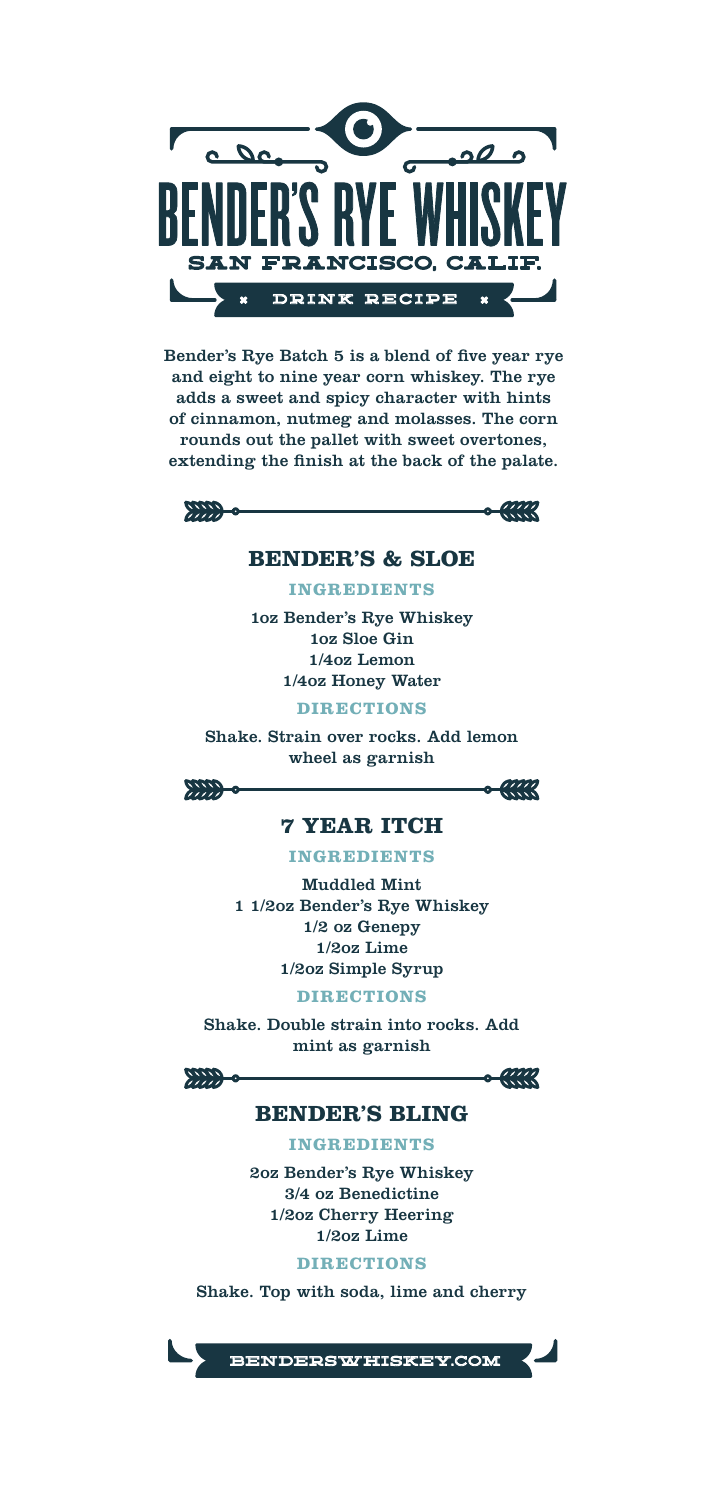# BENDER'S RYE WHISKEY

SAN FRANCISCO, CALIF.

DRINK RECIPE

Bender's Rye Batch 5 is a blend of five year rye and eight to nine year corn whiskey. The rye adds a sweet and spicy character with hints of cinnamon, nutmeg and molasses. The corn rounds out the pallet with sweet overtones, extending the finish at the back of the palate.

## BENDER'S & SLOE

### INGREDIENTS

1oz Bender's Rye Whiskey
1oz Sloe Gin
1/4oz Lemon
1/4oz Honey Water

### DIRECTIONS

Shake. Strain over rocks. Add lemon wheel as garnish

## 7 YEAR ITCH

### INGREDIENTS

Muddled Mint
1 1/2oz Bender's Rye Whiskey
1/2 oz Genepy
1/2oz Lime
1/2oz Simple Syrup

### DIRECTIONS

Shake. Double strain into rocks. Add mint as garnish

## BENDER'S BLING

### INGREDIENTS

2oz Bender's Rye Whiskey
3/4 oz Benedictine
1/2oz Cherry Heering
1/2oz Lime

### DIRECTIONS

Shake. Top with soda, lime and cherry

BENDERSWHISKEY.COM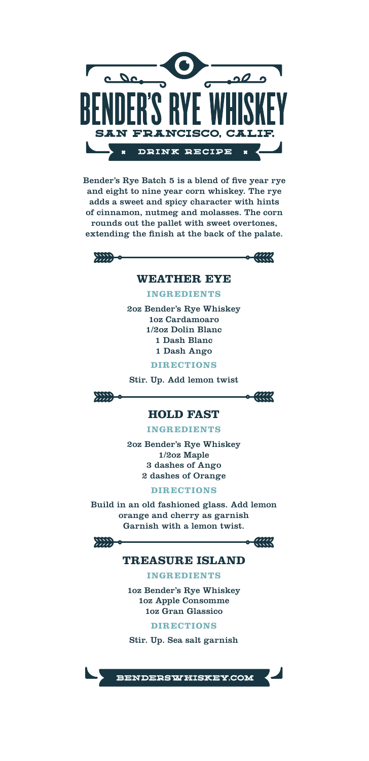# BENDER'S RYE WHISKEY

SAN FRANCISCO, CALIF.

DRINK RECIPE

Bender's Rye Batch 5 is a blend of five year rye and eight to nine year corn whiskey. The rye adds a sweet and spicy character with hints of cinnamon, nutmeg and molasses. The corn rounds out the pallet with sweet overtones, extending the finish at the back of the palate.

## WEATHER EYE

### INGREDIENTS

2oz Bender's Rye Whiskey
1oz Cardamoaro
1/2oz Dolin Blanc
1 Dash Blanc
1 Dash Ango

### DIRECTIONS

Stir. Up. Add lemon twist

## HOLD FAST

### INGREDIENTS

2oz Bender's Rye Whiskey
1/2oz Maple
3 dashes of Ango
2 dashes of Orange

### DIRECTIONS

Build in an old fashioned glass. Add lemon orange and cherry as garnish Garnish with a lemon twist.

## TREASURE ISLAND

### INGREDIENTS

1oz Bender's Rye Whiskey
1oz Apple Consomme
1oz Gran Glassico

### DIRECTIONS

Stir. Up. Sea salt garnish

BENDERSWHISKEY.COM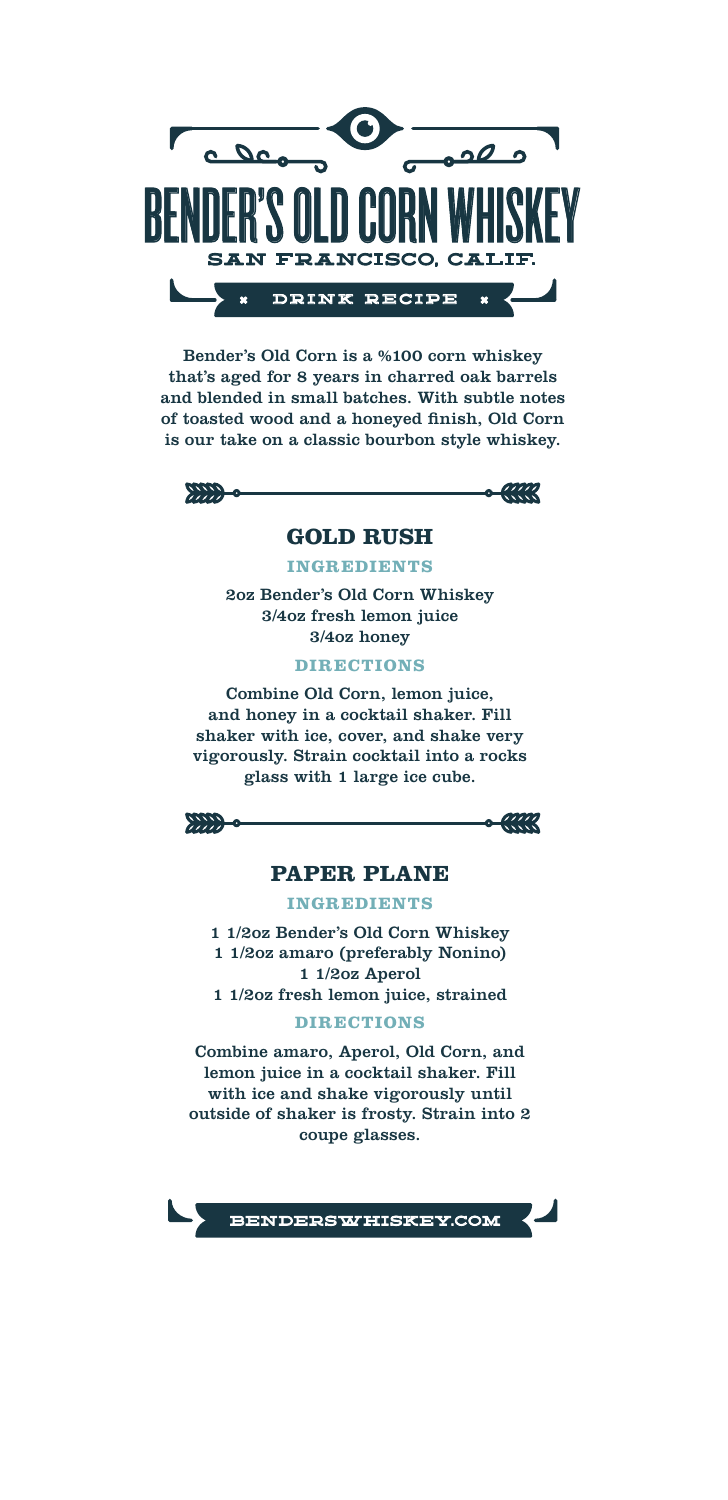# BENDER'S OLD CORN WHISKEY

SAN FRANCISCO, CALIF.

DRINK RECIPE

Bender's Old Corn is a %100 corn whiskey that's aged for 8 years in charred oak barrels and blended in small batches. With subtle notes of toasted wood and a honeyed finish, Old Corn is our take on a classic bourbon style whiskey.

## GOLD RUSH

### INGREDIENTS

2oz Bender's Old Corn Whiskey
3/4oz fresh lemon juice
3/4oz honey

### DIRECTIONS

Combine Old Corn, lemon juice, and honey in a cocktail shaker. Fill shaker with ice, cover, and shake very vigorously. Strain cocktail into a rocks glass with 1 large ice cube.

## PAPER PLANE

### INGREDIENTS

1 1/2oz Bender's Old Corn Whiskey
1 1/2oz amaro (preferably Nonino)
1 1/2oz Aperol
1 1/2oz fresh lemon juice, strained

### DIRECTIONS

Combine amaro, Aperol, Old Corn, and lemon juice in a cocktail shaker. Fill with ice and shake vigorously until outside of shaker is frosty. Strain into 2 coupe glasses.

BENDERSWHISKEY.COM